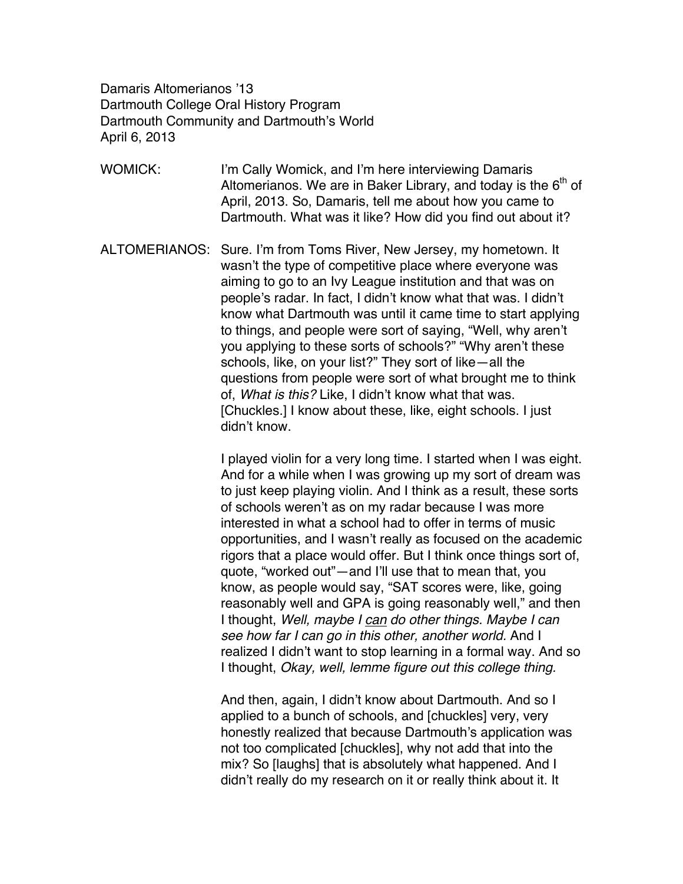Damaris Altomerianos '13
Dartmouth College Oral History Program
Dartmouth Community and Dartmouth's World
April 6, 2013

WOMICK: I'm Cally Womick, and I'm here interviewing Damaris Altomerianos. We are in Baker Library, and today is the 6th of April, 2013. So, Damaris, tell me about how you came to Dartmouth. What was it like? How did you find out about it?

ALTOMERIANOS: Sure. I'm from Toms River, New Jersey, my hometown. It wasn't the type of competitive place where everyone was aiming to go to an Ivy League institution and that was on people's radar. In fact, I didn't know what that was. I didn't know what Dartmouth was until it came time to start applying to things, and people were sort of saying, "Well, why aren't you applying to these sorts of schools?" "Why aren't these schools, like, on your list?" They sort of like—all the questions from people were sort of what brought me to think of, *What is this?* Like, I didn't know what that was. [Chuckles.] I know about these, like, eight schools. I just didn't know.

I played violin for a very long time. I started when I was eight. And for a while when I was growing up my sort of dream was to just keep playing violin. And I think as a result, these sorts of schools weren't as on my radar because I was more interested in what a school had to offer in terms of music opportunities, and I wasn't really as focused on the academic rigors that a place would offer. But I think once things sort of, quote, "worked out"—and I'll use that to mean that, you know, as people would say, "SAT scores were, like, going reasonably well and GPA is going reasonably well," and then I thought, *Well, maybe I can do other things. Maybe I can see how far I can go in this other, another world.* And I realized I didn't want to stop learning in a formal way. And so I thought, *Okay, well, lemme figure out this college thing.*

And then, again, I didn't know about Dartmouth. And so I applied to a bunch of schools, and [chuckles] very, very honestly realized that because Dartmouth's application was not too complicated [chuckles], why not add that into the mix? So [laughs] that is absolutely what happened. And I didn't really do my research on it or really think about it. It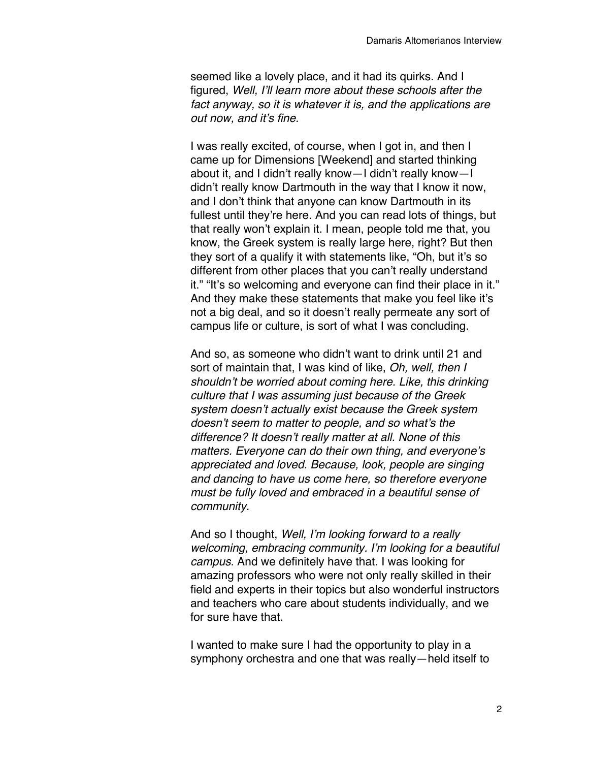seemed like a lovely place, and it had its quirks. And I figured, *Well, I'll learn more about these schools after the fact anyway, so it is whatever it is, and the applications are out now, and it's fine.*

I was really excited, of course, when I got in, and then I came up for Dimensions [Weekend] and started thinking about it, and I didn't really know—I didn't really know—I didn't really know Dartmouth in the way that I know it now, and I don't think that anyone can know Dartmouth in its fullest until they're here. And you can read lots of things, but that really won't explain it. I mean, people told me that, you know, the Greek system is really large here, right? But then they sort of a qualify it with statements like, "Oh, but it's so different from other places that you can't really understand it." "It's so welcoming and everyone can find their place in it." And they make these statements that make you feel like it's not a big deal, and so it doesn't really permeate any sort of campus life or culture, is sort of what I was concluding.

And so, as someone who didn't want to drink until 21 and sort of maintain that, I was kind of like, *Oh, well, then I shouldn't be worried about coming here. Like, this drinking culture that I was assuming just because of the Greek system doesn't actually exist because the Greek system doesn't seem to matter to people, and so what's the difference? It doesn't really matter at all. None of this matters. Everyone can do their own thing, and everyone's appreciated and loved. Because, look, people are singing and dancing to have us come here, so therefore everyone must be fully loved and embraced in a beautiful sense of community.*

And so I thought, *Well, I'm looking forward to a really welcoming, embracing community. I'm looking for a beautiful campus*. And we definitely have that. I was looking for amazing professors who were not only really skilled in their field and experts in their topics but also wonderful instructors and teachers who care about students individually, and we for sure have that.

I wanted to make sure I had the opportunity to play in a symphony orchestra and one that was really—held itself to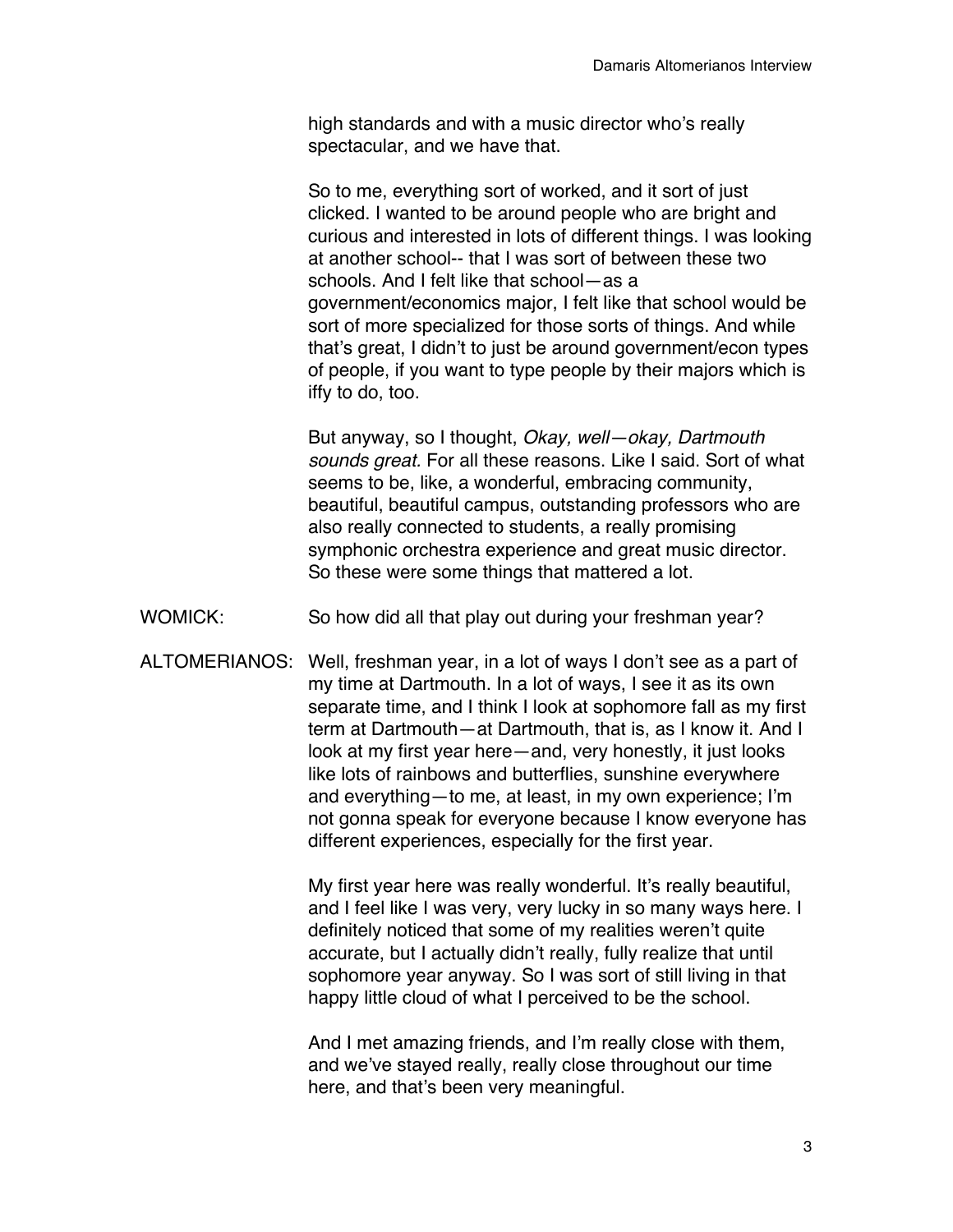high standards and with a music director who's really spectacular, and we have that.

So to me, everything sort of worked, and it sort of just clicked. I wanted to be around people who are bright and curious and interested in lots of different things. I was looking at another school-- that I was sort of between these two schools. And I felt like that school—as a government/economics major, I felt like that school would be sort of more specialized for those sorts of things. And while that's great, I didn't to just be around government/econ types of people, if you want to type people by their majors which is iffy to do, too.

But anyway, so I thought, *Okay, well—okay, Dartmouth sounds great.* For all these reasons. Like I said. Sort of what seems to be, like, a wonderful, embracing community, beautiful, beautiful campus, outstanding professors who are also really connected to students, a really promising symphonic orchestra experience and great music director. So these were some things that mattered a lot.

WOMICK: So how did all that play out during your freshman year?

ALTOMERIANOS: Well, freshman year, in a lot of ways I don't see as a part of my time at Dartmouth. In a lot of ways, I see it as its own separate time, and I think I look at sophomore fall as my first term at Dartmouth—at Dartmouth, that is, as I know it. And I look at my first year here—and, very honestly, it just looks like lots of rainbows and butterflies, sunshine everywhere and everything—to me, at least, in my own experience; I'm not gonna speak for everyone because I know everyone has different experiences, especially for the first year.

My first year here was really wonderful. It's really beautiful, and I feel like I was very, very lucky in so many ways here. I definitely noticed that some of my realities weren't quite accurate, but I actually didn't really, fully realize that until sophomore year anyway. So I was sort of still living in that happy little cloud of what I perceived to be the school.

And I met amazing friends, and I'm really close with them, and we've stayed really, really close throughout our time here, and that's been very meaningful.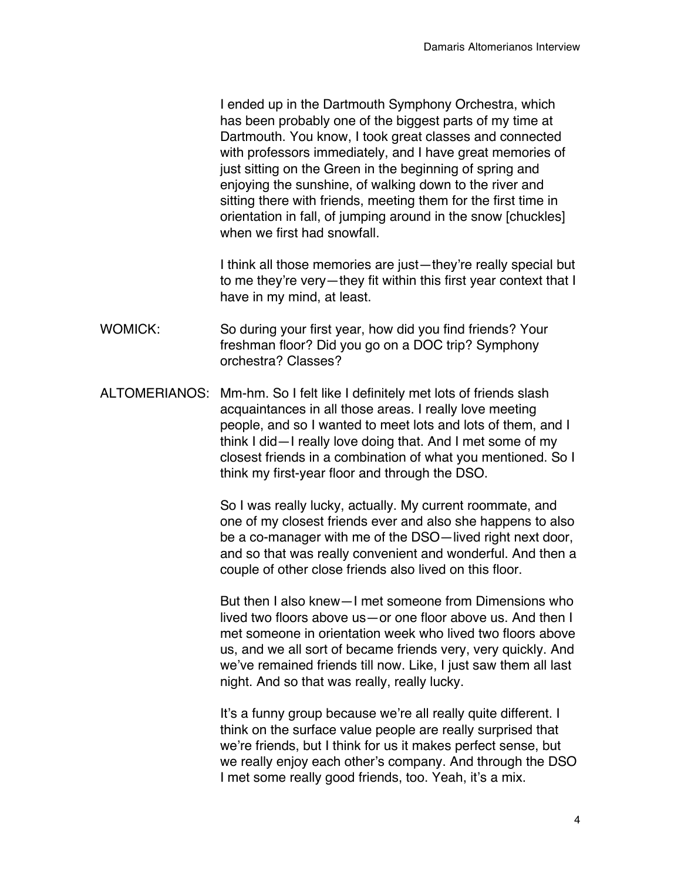I ended up in the Dartmouth Symphony Orchestra, which has been probably one of the biggest parts of my time at Dartmouth. You know, I took great classes and connected with professors immediately, and I have great memories of just sitting on the Green in the beginning of spring and enjoying the sunshine, of walking down to the river and sitting there with friends, meeting them for the first time in orientation in fall, of jumping around in the snow [chuckles] when we first had snowfall.

I think all those memories are just—they're really special but to me they're very—they fit within this first year context that I have in my mind, at least.

WOMICK: So during your first year, how did you find friends? Your freshman floor? Did you go on a DOC trip? Symphony orchestra? Classes?

ALTOMERIANOS: Mm-hm. So I felt like I definitely met lots of friends slash acquaintances in all those areas. I really love meeting people, and so I wanted to meet lots and lots of them, and I think I did—I really love doing that. And I met some of my closest friends in a combination of what you mentioned. So I think my first-year floor and through the DSO.

So I was really lucky, actually. My current roommate, and one of my closest friends ever and also she happens to also be a co-manager with me of the DSO—lived right next door, and so that was really convenient and wonderful. And then a couple of other close friends also lived on this floor.

But then I also knew—I met someone from Dimensions who lived two floors above us—or one floor above us. And then I met someone in orientation week who lived two floors above us, and we all sort of became friends very, very quickly. And we've remained friends till now. Like, I just saw them all last night. And so that was really, really lucky.

It's a funny group because we're all really quite different. I think on the surface value people are really surprised that we're friends, but I think for us it makes perfect sense, but we really enjoy each other's company. And through the DSO I met some really good friends, too. Yeah, it's a mix.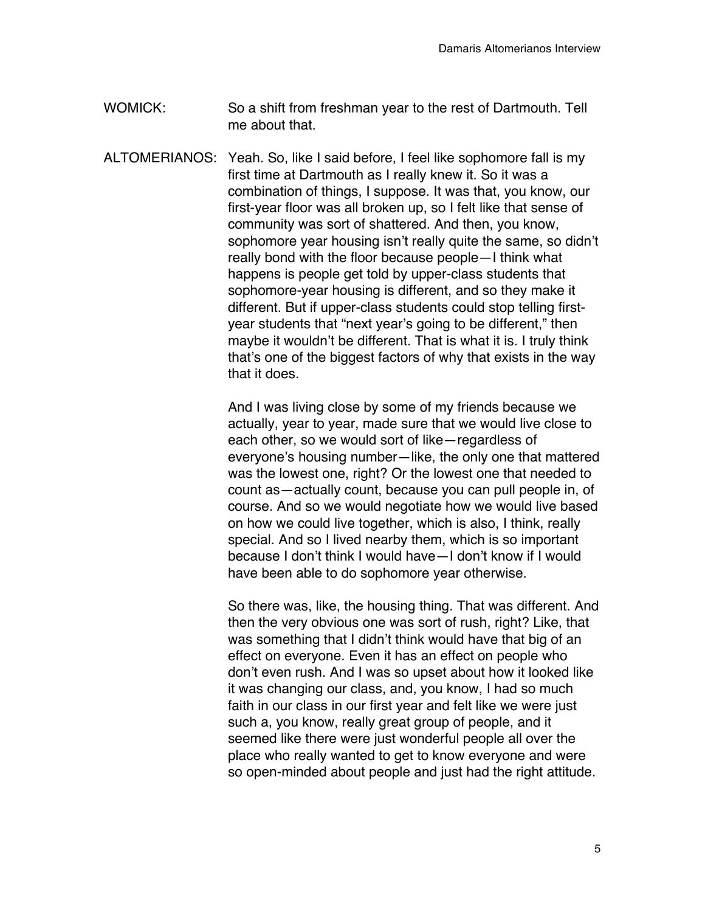WOMICK: So a shift from freshman year to the rest of Dartmouth. Tell me about that.

ALTOMERIANOS: Yeah. So, like I said before, I feel like sophomore fall is my first time at Dartmouth as I really knew it. So it was a combination of things, I suppose. It was that, you know, our first-year floor was all broken up, so I felt like that sense of community was sort of shattered. And then, you know, sophomore year housing isn't really quite the same, so didn't really bond with the floor because people—I think what happens is people get told by upper-class students that sophomore-year housing is different, and so they make it different. But if upper-class students could stop telling first-year students that "next year's going to be different," then maybe it wouldn't be different. That is what it is. I truly think that's one of the biggest factors of why that exists in the way that it does.

And I was living close by some of my friends because we actually, year to year, made sure that we would live close to each other, so we would sort of like—regardless of everyone's housing number—like, the only one that mattered was the lowest one, right? Or the lowest one that needed to count as—actually count, because you can pull people in, of course. And so we would negotiate how we would live based on how we could live together, which is also, I think, really special. And so I lived nearby them, which is so important because I don't think I would have—I don't know if I would have been able to do sophomore year otherwise.

So there was, like, the housing thing. That was different. And then the very obvious one was sort of rush, right? Like, that was something that I didn't think would have that big of an effect on everyone. Even it has an effect on people who don't even rush. And I was so upset about how it looked like it was changing our class, and, you know, I had so much faith in our class in our first year and felt like we were just such a, you know, really great group of people, and it seemed like there were just wonderful people all over the place who really wanted to get to know everyone and were so open-minded about people and just had the right attitude.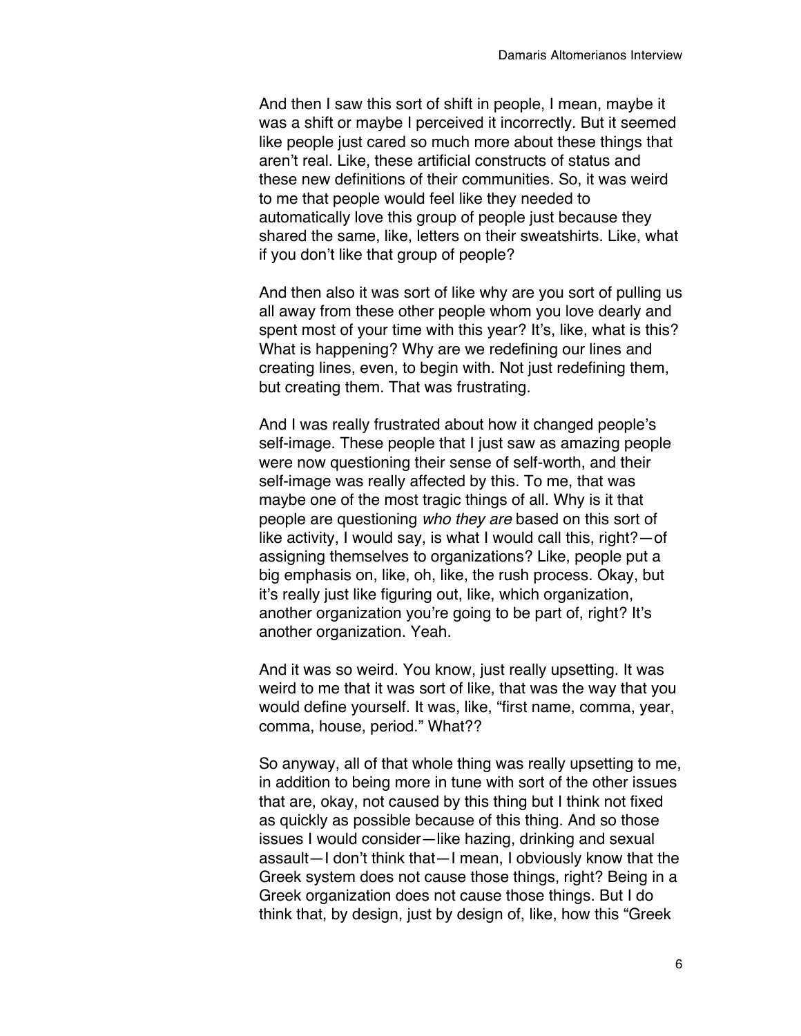And then I saw this sort of shift in people, I mean, maybe it was a shift or maybe I perceived it incorrectly. But it seemed like people just cared so much more about these things that aren't real. Like, these artificial constructs of status and these new definitions of their communities. So, it was weird to me that people would feel like they needed to automatically love this group of people just because they shared the same, like, letters on their sweatshirts. Like, what if you don't like that group of people?

And then also it was sort of like why are you sort of pulling us all away from these other people whom you love dearly and spent most of your time with this year? It's, like, what is this? What is happening? Why are we redefining our lines and creating lines, even, to begin with. Not just redefining them, but creating them. That was frustrating.

And I was really frustrated about how it changed people's self-image. These people that I just saw as amazing people were now questioning their sense of self-worth, and their self-image was really affected by this. To me, that was maybe one of the most tragic things of all. Why is it that people are questioning *who they are* based on this sort of like activity, I would say, is what I would call this, right?—of assigning themselves to organizations? Like, people put a big emphasis on, like, oh, like, the rush process. Okay, but it's really just like figuring out, like, which organization, another organization you're going to be part of, right? It's another organization. Yeah.

And it was so weird. You know, just really upsetting. It was weird to me that it was sort of like, that was the way that you would define yourself. It was, like, "first name, comma, year, comma, house, period." What??

So anyway, all of that whole thing was really upsetting to me, in addition to being more in tune with sort of the other issues that are, okay, not caused by this thing but I think not fixed as quickly as possible because of this thing. And so those issues I would consider—like hazing, drinking and sexual assault—I don't think that—I mean, I obviously know that the Greek system does not cause those things, right? Being in a Greek organization does not cause those things. But I do think that, by design, just by design of, like, how this "Greek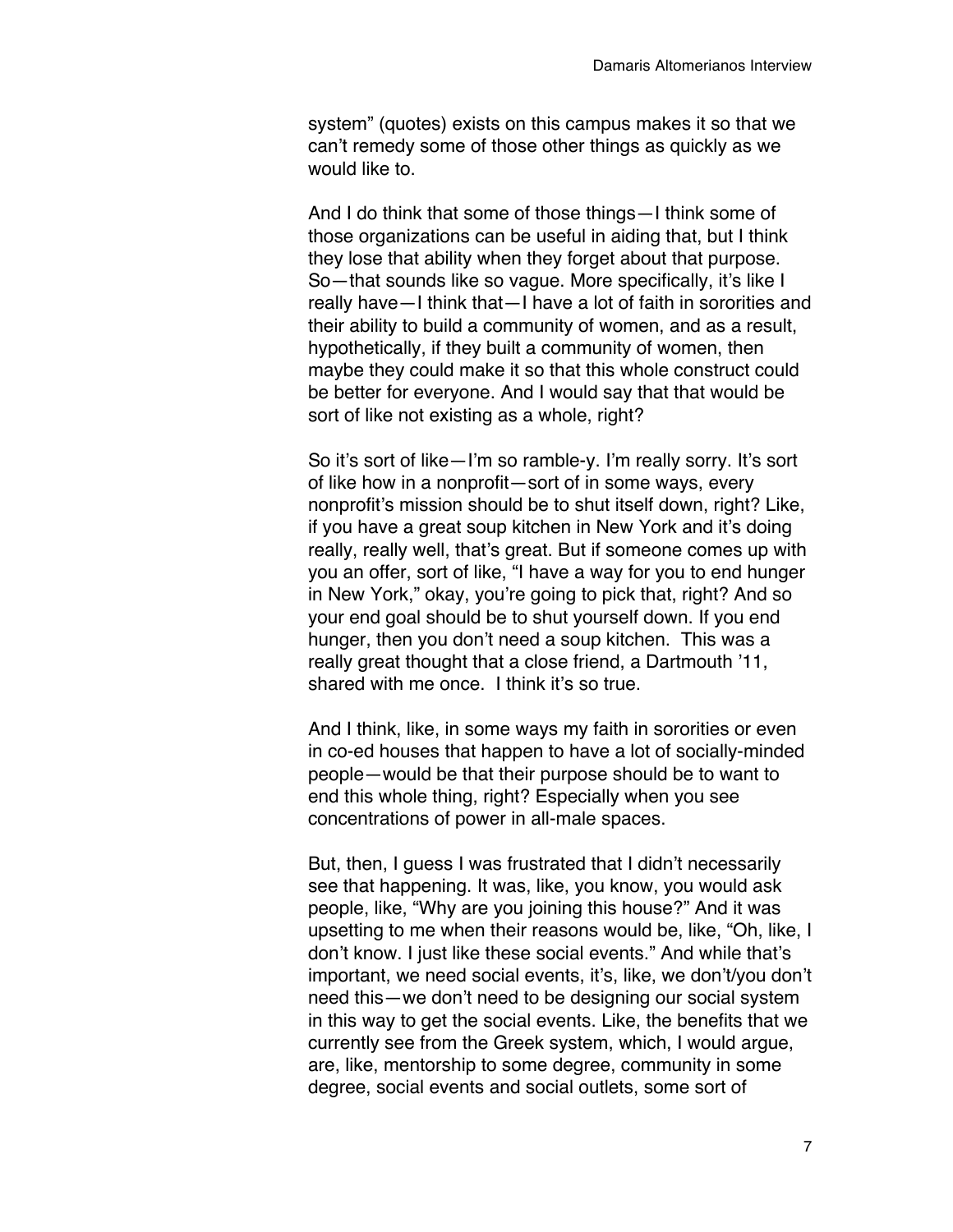system" (quotes) exists on this campus makes it so that we can't remedy some of those other things as quickly as we would like to.

And I do think that some of those things—I think some of those organizations can be useful in aiding that, but I think they lose that ability when they forget about that purpose. So—that sounds like so vague. More specifically, it's like I really have—I think that—I have a lot of faith in sororities and their ability to build a community of women, and as a result, hypothetically, if they built a community of women, then maybe they could make it so that this whole construct could be better for everyone. And I would say that that would be sort of like not existing as a whole, right?

So it's sort of like—I'm so ramble-y. I'm really sorry. It's sort of like how in a nonprofit—sort of in some ways, every nonprofit's mission should be to shut itself down, right? Like, if you have a great soup kitchen in New York and it's doing really, really well, that's great. But if someone comes up with you an offer, sort of like, "I have a way for you to end hunger in New York," okay, you're going to pick that, right? And so your end goal should be to shut yourself down. If you end hunger, then you don't need a soup kitchen. This was a really great thought that a close friend, a Dartmouth '11, shared with me once. I think it's so true.

And I think, like, in some ways my faith in sororities or even in co-ed houses that happen to have a lot of socially-minded people—would be that their purpose should be to want to end this whole thing, right? Especially when you see concentrations of power in all-male spaces.

But, then, I guess I was frustrated that I didn't necessarily see that happening. It was, like, you know, you would ask people, like, "Why are you joining this house?" And it was upsetting to me when their reasons would be, like, "Oh, like, I don't know. I just like these social events." And while that's important, we need social events, it's, like, we don't/you don't need this—we don't need to be designing our social system in this way to get the social events. Like, the benefits that we currently see from the Greek system, which, I would argue, are, like, mentorship to some degree, community in some degree, social events and social outlets, some sort of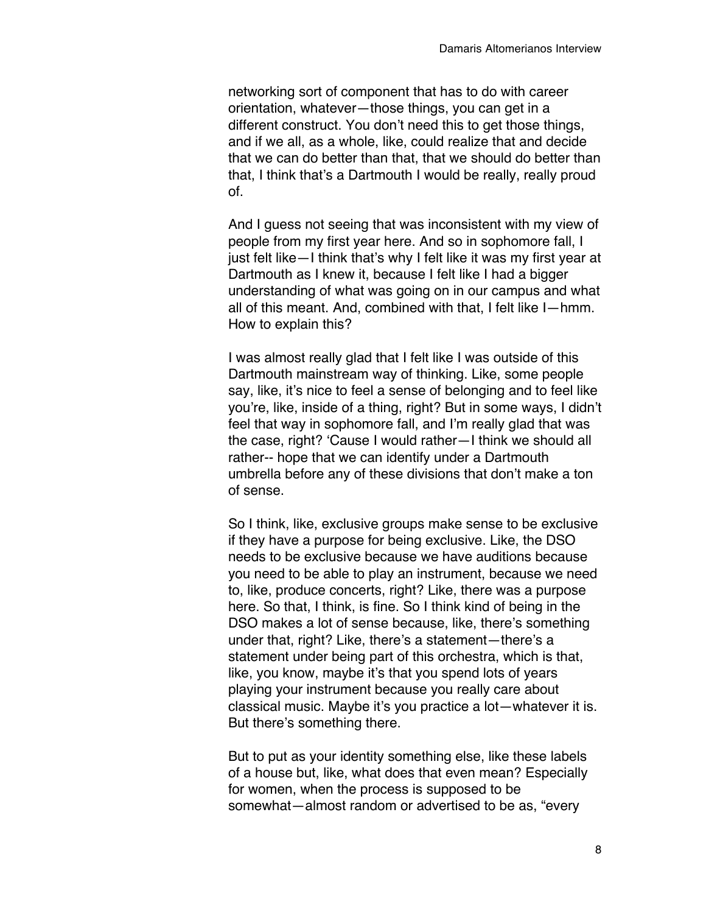networking sort of component that has to do with career orientation, whatever—those things, you can get in a different construct. You don't need this to get those things, and if we all, as a whole, like, could realize that and decide that we can do better than that, that we should do better than that, I think that's a Dartmouth I would be really, really proud of.

And I guess not seeing that was inconsistent with my view of people from my first year here. And so in sophomore fall, I just felt like—I think that's why I felt like it was my first year at Dartmouth as I knew it, because I felt like I had a bigger understanding of what was going on in our campus and what all of this meant. And, combined with that, I felt like I—hmm. How to explain this?

I was almost really glad that I felt like I was outside of this Dartmouth mainstream way of thinking. Like, some people say, like, it's nice to feel a sense of belonging and to feel like you're, like, inside of a thing, right? But in some ways, I didn't feel that way in sophomore fall, and I'm really glad that was the case, right? 'Cause I would rather—I think we should all rather-- hope that we can identify under a Dartmouth umbrella before any of these divisions that don't make a ton of sense.

So I think, like, exclusive groups make sense to be exclusive if they have a purpose for being exclusive. Like, the DSO needs to be exclusive because we have auditions because you need to be able to play an instrument, because we need to, like, produce concerts, right? Like, there was a purpose here. So that, I think, is fine. So I think kind of being in the DSO makes a lot of sense because, like, there's something under that, right? Like, there's a statement—there's a statement under being part of this orchestra, which is that, like, you know, maybe it's that you spend lots of years playing your instrument because you really care about classical music. Maybe it's you practice a lot—whatever it is. But there's something there.

But to put as your identity something else, like these labels of a house but, like, what does that even mean? Especially for women, when the process is supposed to be somewhat—almost random or advertised to be as, "every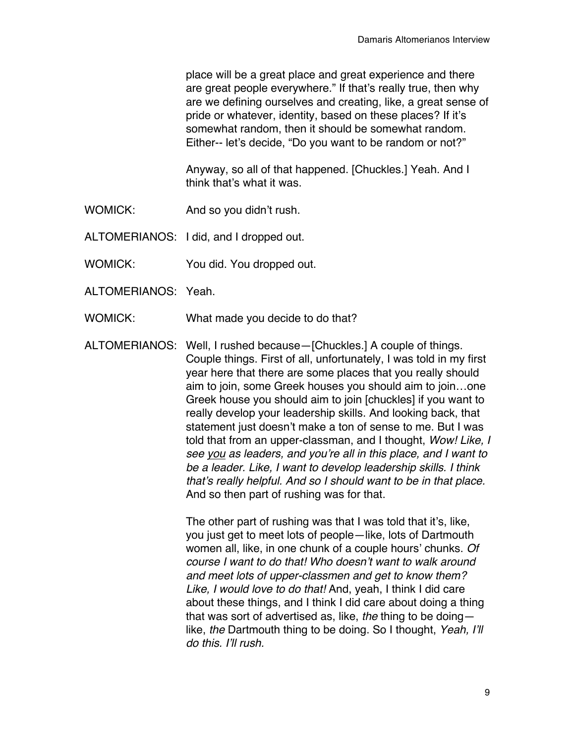place will be a great place and great experience and there are great people everywhere." If that's really true, then why are we defining ourselves and creating, like, a great sense of pride or whatever, identity, based on these places? If it's somewhat random, then it should be somewhat random. Either-- let's decide, "Do you want to be random or not?"

Anyway, so all of that happened. [Chuckles.] Yeah. And I think that's what it was.

WOMICK: And so you didn't rush.

ALTOMERIANOS: I did, and I dropped out.

WOMICK: You did. You dropped out.

ALTOMERIANOS: Yeah.

WOMICK: What made you decide to do that?

ALTOMERIANOS: Well, I rushed because—[Chuckles.] A couple of things. Couple things. First of all, unfortunately, I was told in my first year here that there are some places that you really should aim to join, some Greek houses you should aim to join…one Greek house you should aim to join [chuckles] if you want to really develop your leadership skills. And looking back, that statement just doesn't make a ton of sense to me. But I was told that from an upper-classman, and I thought, *Wow! Like, I see <u>you</u> as leaders, and you're all in this place, and I want to be a leader. Like, I want to develop leadership skills. I think that's really helpful. And so I should want to be in that place.* And so then part of rushing was for that.

The other part of rushing was that I was told that it's, like, you just get to meet lots of people—like, lots of Dartmouth women all, like, in one chunk of a couple hours' chunks. *Of course I want to do that! Who doesn't want to walk around and meet lots of upper-classmen and get to know them? Like, I would love to do that!* And, yeah, I think I did care about these things, and I think I did care about doing a thing that was sort of advertised as, like, *the* thing to be doing—like, *the* Dartmouth thing to be doing. So I thought, *Yeah, I'll do this. I'll rush.*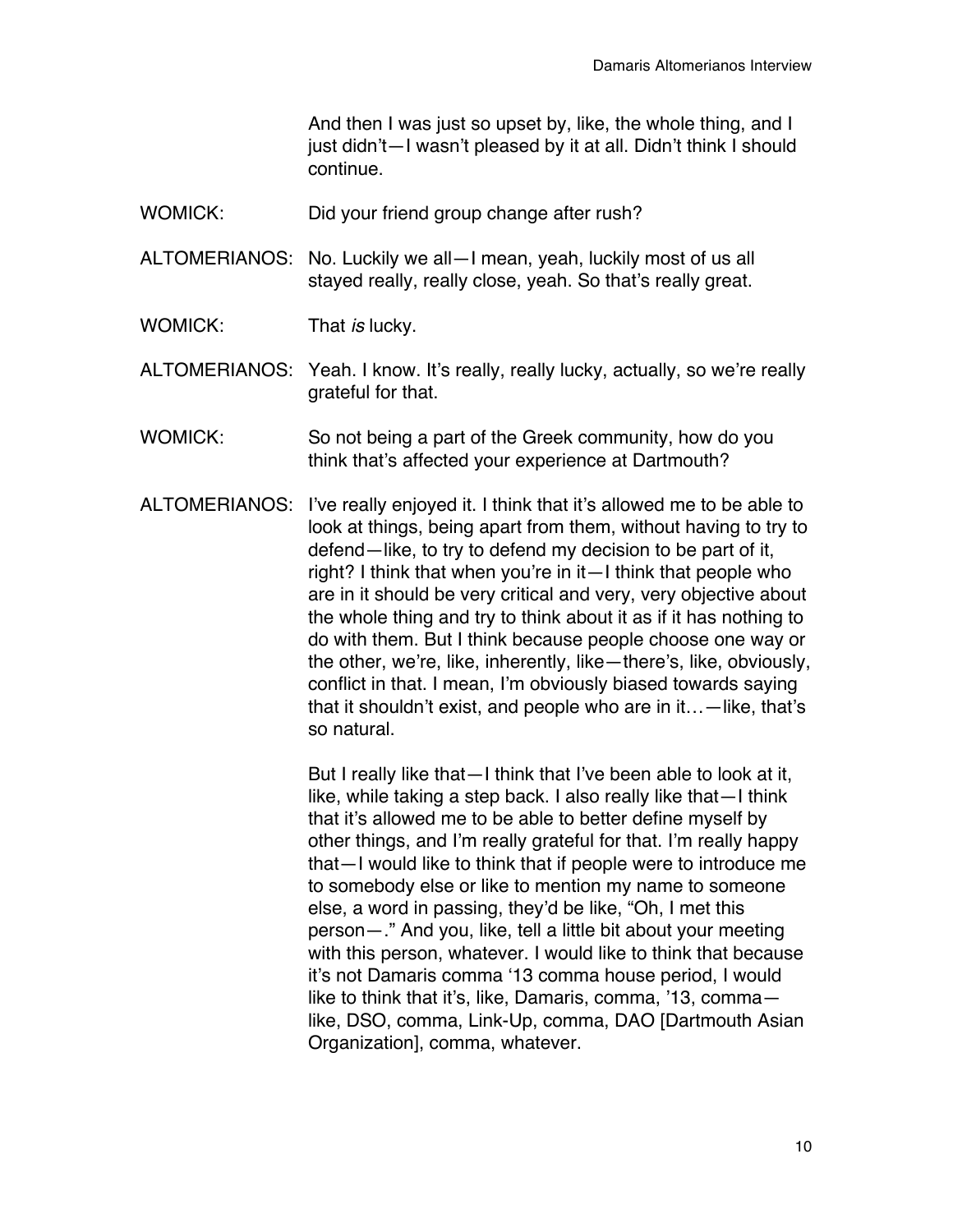And then I was just so upset by, like, the whole thing, and I just didn't—I wasn't pleased by it at all. Didn't think I should continue.

WOMICK: Did your friend group change after rush?

ALTOMERIANOS: No. Luckily we all—I mean, yeah, luckily most of us all stayed really, really close, yeah. So that's really great.

WOMICK: That *is* lucky.

ALTOMERIANOS: Yeah. I know. It's really, really lucky, actually, so we're really grateful for that.

WOMICK: So not being a part of the Greek community, how do you think that's affected your experience at Dartmouth?

ALTOMERIANOS: I've really enjoyed it. I think that it's allowed me to be able to look at things, being apart from them, without having to try to defend—like, to try to defend my decision to be part of it, right? I think that when you're in it—I think that people who are in it should be very critical and very, very objective about the whole thing and try to think about it as if it has nothing to do with them. But I think because people choose one way or the other, we're, like, inherently, like—there's, like, obviously, conflict in that. I mean, I'm obviously biased towards saying that it shouldn't exist, and people who are in it…—like, that's so natural.

But I really like that—I think that I've been able to look at it, like, while taking a step back. I also really like that—I think that it's allowed me to be able to better define myself by other things, and I'm really grateful for that. I'm really happy that—I would like to think that if people were to introduce me to somebody else or like to mention my name to someone else, a word in passing, they'd be like, "Oh, I met this person—." And you, like, tell a little bit about your meeting with this person, whatever. I would like to think that because it's not Damaris comma '13 comma house period, I would like to think that it's, like, Damaris, comma, '13, comma—like, DSO, comma, Link-Up, comma, DAO [Dartmouth Asian Organization], comma, whatever.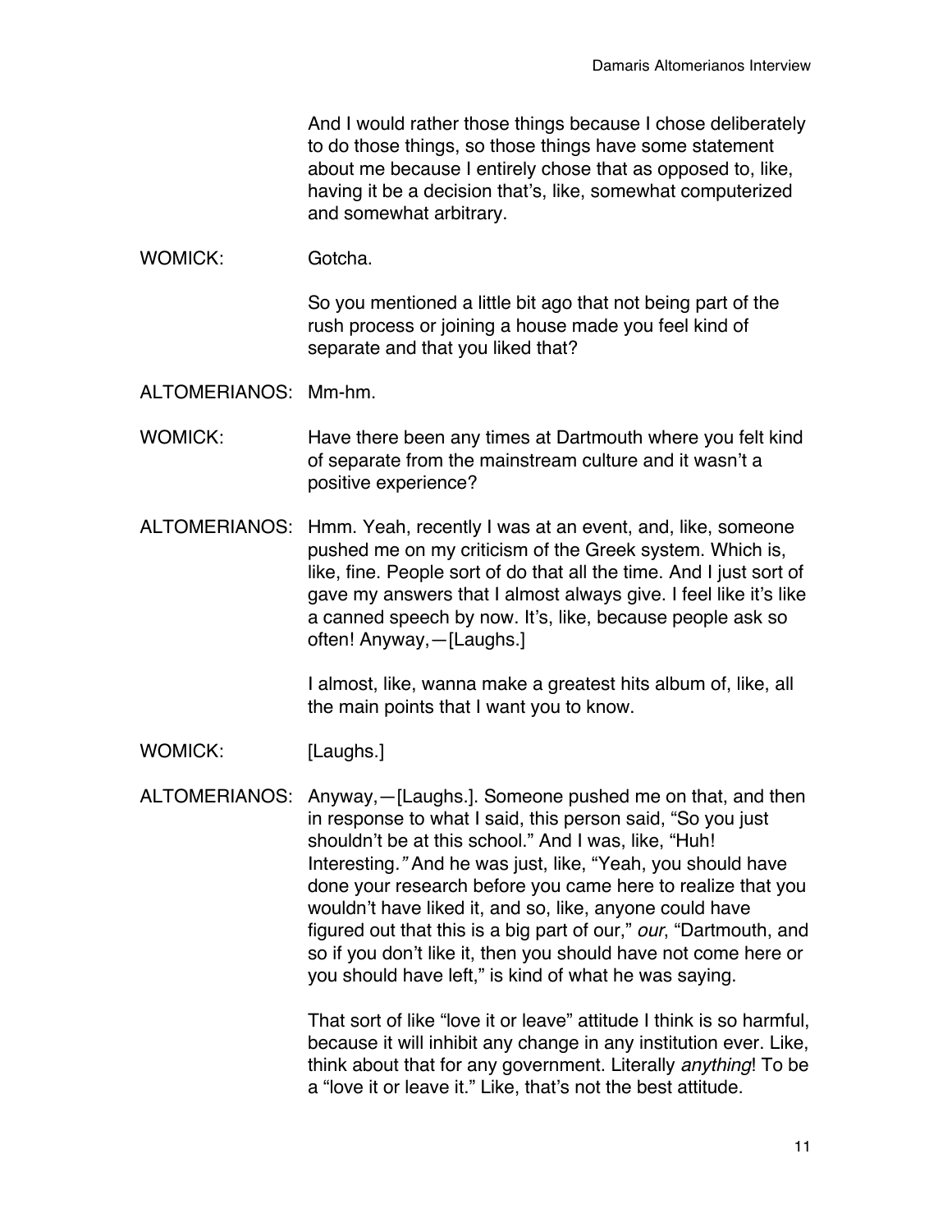And I would rather those things because I chose deliberately to do those things, so those things have some statement about me because I entirely chose that as opposed to, like, having it be a decision that's, like, somewhat computerized and somewhat arbitrary.

WOMICK: Gotcha.

So you mentioned a little bit ago that not being part of the rush process or joining a house made you feel kind of separate and that you liked that?

ALTOMERIANOS: Mm-hm.

WOMICK: Have there been any times at Dartmouth where you felt kind of separate from the mainstream culture and it wasn't a positive experience?

ALTOMERIANOS: Hmm. Yeah, recently I was at an event, and, like, someone pushed me on my criticism of the Greek system. Which is, like, fine. People sort of do that all the time. And I just sort of gave my answers that I almost always give. I feel like it's like a canned speech by now. It's, like, because people ask so often! Anyway,—[Laughs.]

I almost, like, wanna make a greatest hits album of, like, all the main points that I want you to know.

WOMICK: [Laughs.]

ALTOMERIANOS: Anyway,—[Laughs.]. Someone pushed me on that, and then in response to what I said, this person said, "So you just shouldn't be at this school." And I was, like, "Huh! Interesting*."* And he was just, like, "Yeah, you should have done your research before you came here to realize that you wouldn't have liked it, and so, like, anyone could have figured out that this is a big part of our," *our*, "Dartmouth, and so if you don't like it, then you should have not come here or you should have left," is kind of what he was saying.

That sort of like "love it or leave" attitude I think is so harmful, because it will inhibit any change in any institution ever. Like, think about that for any government. Literally *anything*! To be a "love it or leave it." Like, that's not the best attitude.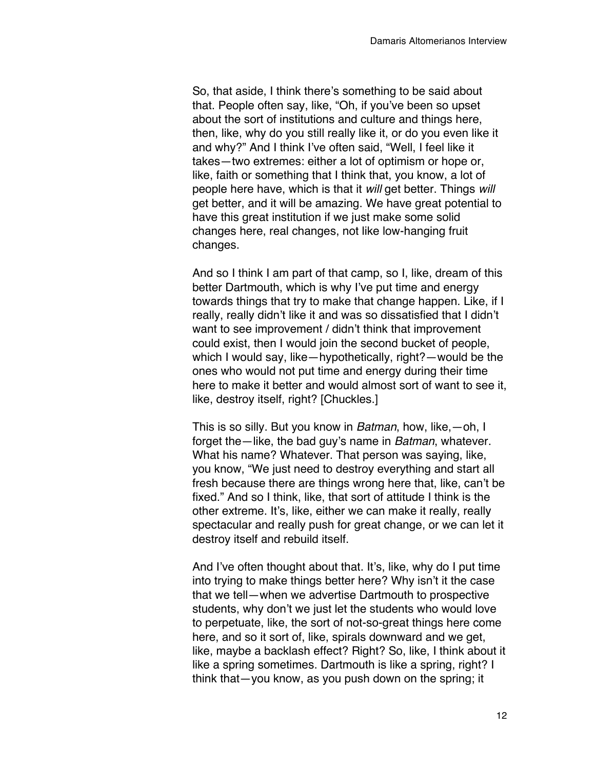So, that aside, I think there's something to be said about that. People often say, like, "Oh, if you've been so upset about the sort of institutions and culture and things here, then, like, why do you still really like it, or do you even like it and why?" And I think I've often said, "Well, I feel like it takes—two extremes: either a lot of optimism or hope or, like, faith or something that I think that, you know, a lot of people here have, which is that it *will* get better. Things *will* get better, and it will be amazing. We have great potential to have this great institution if we just make some solid changes here, real changes, not like low-hanging fruit changes.

And so I think I am part of that camp, so I, like, dream of this better Dartmouth, which is why I've put time and energy towards things that try to make that change happen. Like, if I really, really didn't like it and was so dissatisfied that I didn't want to see improvement / didn't think that improvement could exist, then I would join the second bucket of people, which I would say, like—hypothetically, right?—would be the ones who would not put time and energy during their time here to make it better and would almost sort of want to see it, like, destroy itself, right? [Chuckles.]

This is so silly. But you know in *Batman*, how, like,—oh, I forget the—like, the bad guy's name in *Batman*, whatever. What his name? Whatever. That person was saying, like, you know, "We just need to destroy everything and start all fresh because there are things wrong here that, like, can't be fixed." And so I think, like, that sort of attitude I think is the other extreme. It's, like, either we can make it really, really spectacular and really push for great change, or we can let it destroy itself and rebuild itself.

And I've often thought about that. It's, like, why do I put time into trying to make things better here? Why isn't it the case that we tell—when we advertise Dartmouth to prospective students, why don't we just let the students who would love to perpetuate, like, the sort of not-so-great things here come here, and so it sort of, like, spirals downward and we get, like, maybe a backlash effect? Right? So, like, I think about it like a spring sometimes. Dartmouth is like a spring, right? I think that—you know, as you push down on the spring; it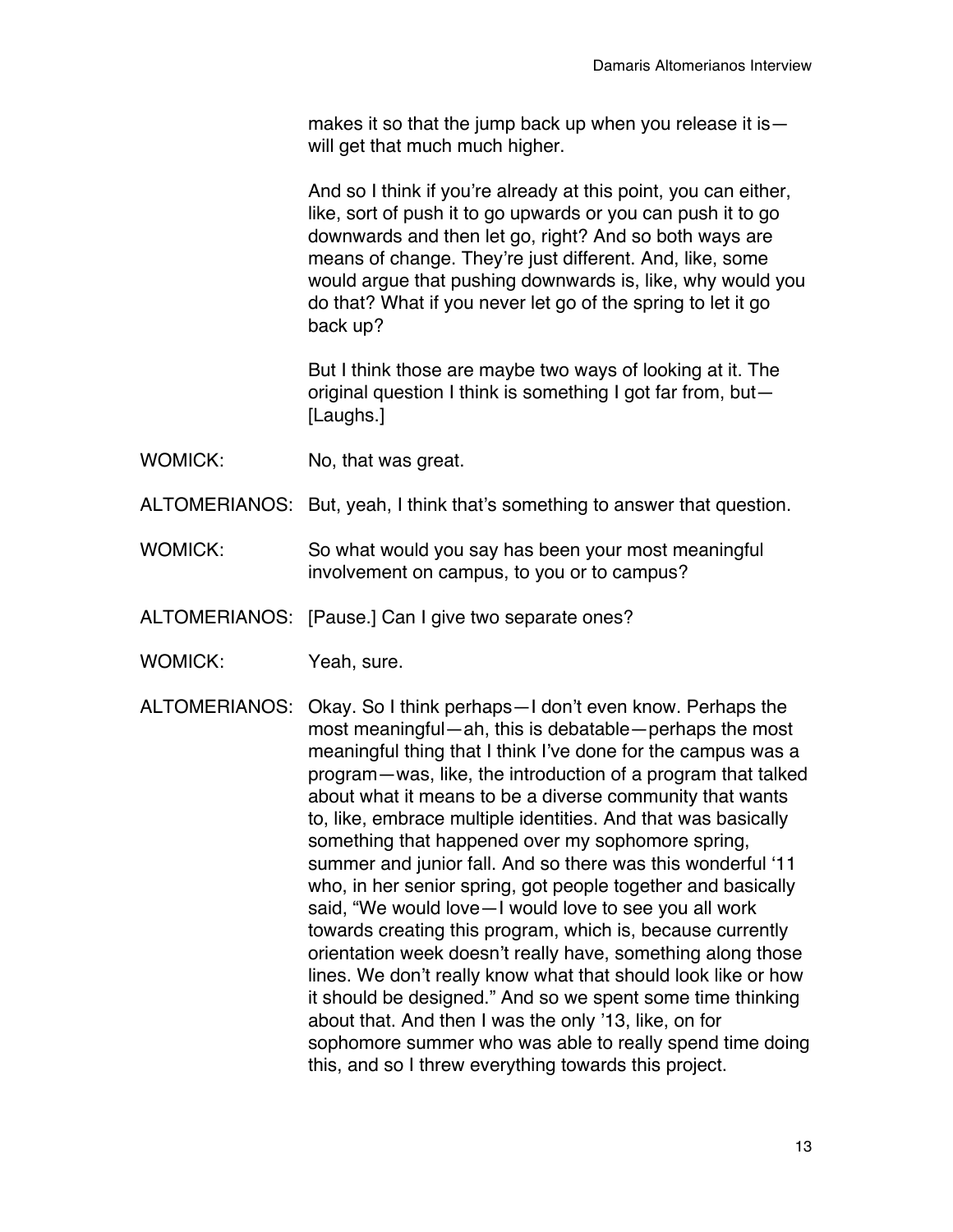makes it so that the jump back up when you release it is—will get that much much higher.

And so I think if you're already at this point, you can either, like, sort of push it to go upwards or you can push it to go downwards and then let go, right? And so both ways are means of change. They're just different. And, like, some would argue that pushing downwards is, like, why would you do that? What if you never let go of the spring to let it go back up?

But I think those are maybe two ways of looking at it. The original question I think is something I got far from, but—[Laughs.]

WOMICK: No, that was great.

ALTOMERIANOS: But, yeah, I think that's something to answer that question.

WOMICK: So what would you say has been your most meaningful involvement on campus, to you or to campus?

ALTOMERIANOS: [Pause.] Can I give two separate ones?

WOMICK: Yeah, sure.

ALTOMERIANOS: Okay. So I think perhaps—I don't even know. Perhaps the most meaningful—ah, this is debatable—perhaps the most meaningful thing that I think I've done for the campus was a program—was, like, the introduction of a program that talked about what it means to be a diverse community that wants to, like, embrace multiple identities. And that was basically something that happened over my sophomore spring, summer and junior fall. And so there was this wonderful '11 who, in her senior spring, got people together and basically said, "We would love—I would love to see you all work towards creating this program, which is, because currently orientation week doesn't really have, something along those lines. We don't really know what that should look like or how it should be designed." And so we spent some time thinking about that. And then I was the only '13, like, on for sophomore summer who was able to really spend time doing this, and so I threw everything towards this project.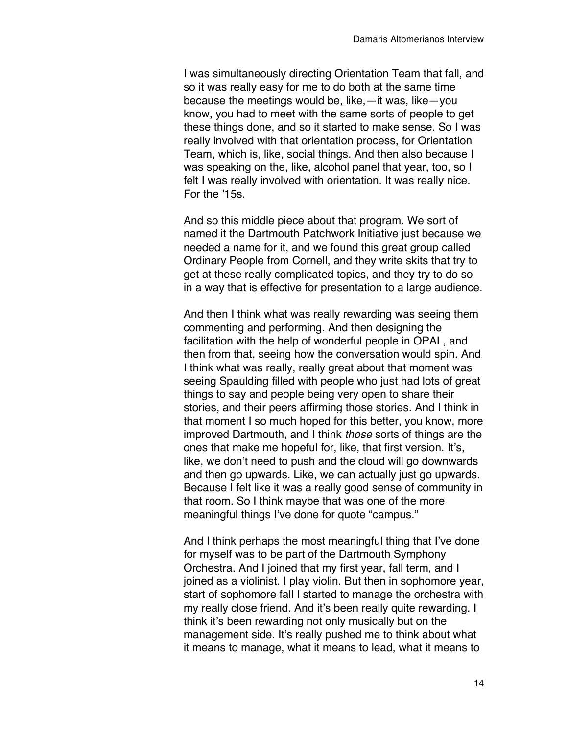I was simultaneously directing Orientation Team that fall, and so it was really easy for me to do both at the same time because the meetings would be, like,—it was, like—you know, you had to meet with the same sorts of people to get these things done, and so it started to make sense. So I was really involved with that orientation process, for Orientation Team, which is, like, social things. And then also because I was speaking on the, like, alcohol panel that year, too, so I felt I was really involved with orientation. It was really nice. For the ’15s.

And so this middle piece about that program. We sort of named it the Dartmouth Patchwork Initiative just because we needed a name for it, and we found this great group called Ordinary People from Cornell, and they write skits that try to get at these really complicated topics, and they try to do so in a way that is effective for presentation to a large audience.

And then I think what was really rewarding was seeing them commenting and performing. And then designing the facilitation with the help of wonderful people in OPAL, and then from that, seeing how the conversation would spin. And I think what was really, really great about that moment was seeing Spaulding filled with people who just had lots of great things to say and people being very open to share their stories, and their peers affirming those stories. And I think in that moment I so much hoped for this better, you know, more improved Dartmouth, and I think *those* sorts of things are the ones that make me hopeful for, like, that first version. It’s, like, we don’t need to push and the cloud will go downwards and then go upwards. Like, we can actually just go upwards. Because I felt like it was a really good sense of community in that room. So I think maybe that was one of the more meaningful things I’ve done for quote “campus.”

And I think perhaps the most meaningful thing that I’ve done for myself was to be part of the Dartmouth Symphony Orchestra. And I joined that my first year, fall term, and I joined as a violinist. I play violin. But then in sophomore year, start of sophomore fall I started to manage the orchestra with my really close friend. And it’s been really quite rewarding. I think it’s been rewarding not only musically but on the management side. It’s really pushed me to think about what it means to manage, what it means to lead, what it means to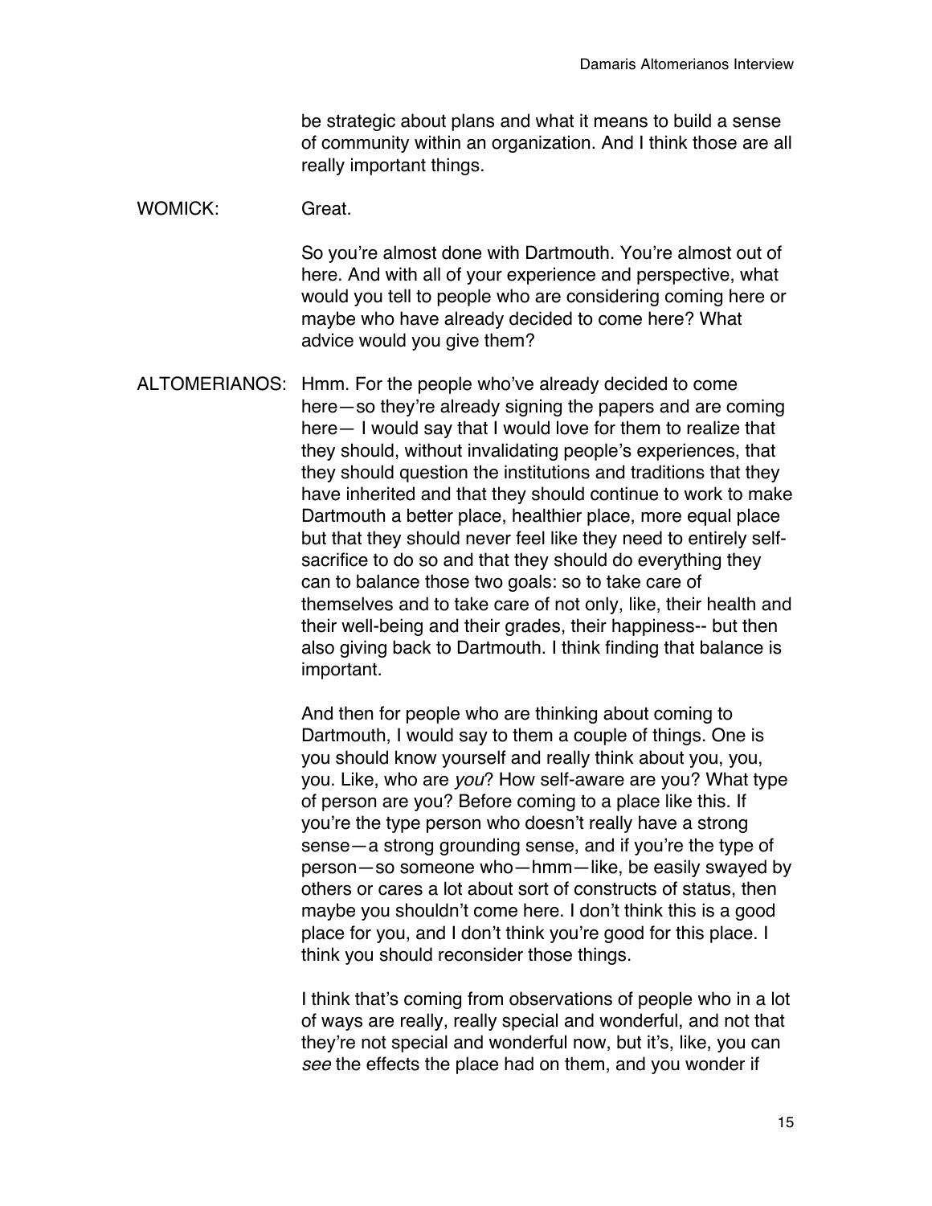be strategic about plans and what it means to build a sense of community within an organization. And I think those are all really important things.

WOMICK: Great.

So you're almost done with Dartmouth. You're almost out of here. And with all of your experience and perspective, what would you tell to people who are considering coming here or maybe who have already decided to come here? What advice would you give them?

ALTOMERIANOS: Hmm. For the people who've already decided to come here—so they're already signing the papers and are coming here— I would say that I would love for them to realize that they should, without invalidating people's experiences, that they should question the institutions and traditions that they have inherited and that they should continue to work to make Dartmouth a better place, healthier place, more equal place but that they should never feel like they need to entirely self-sacrifice to do so and that they should do everything they can to balance those two goals: so to take care of themselves and to take care of not only, like, their health and their well-being and their grades, their happiness-- but then also giving back to Dartmouth. I think finding that balance is important.

And then for people who are thinking about coming to Dartmouth, I would say to them a couple of things. One is you should know yourself and really think about you, you, you. Like, who are *you*? How self-aware are you? What type of person are you? Before coming to a place like this. If you're the type person who doesn't really have a strong sense—a strong grounding sense, and if you're the type of person—so someone who—hmm—like, be easily swayed by others or cares a lot about sort of constructs of status, then maybe you shouldn't come here. I don't think this is a good place for you, and I don't think you're good for this place. I think you should reconsider those things.

I think that's coming from observations of people who in a lot of ways are really, really special and wonderful, and not that they're not special and wonderful now, but it's, like, you can *see* the effects the place had on them, and you wonder if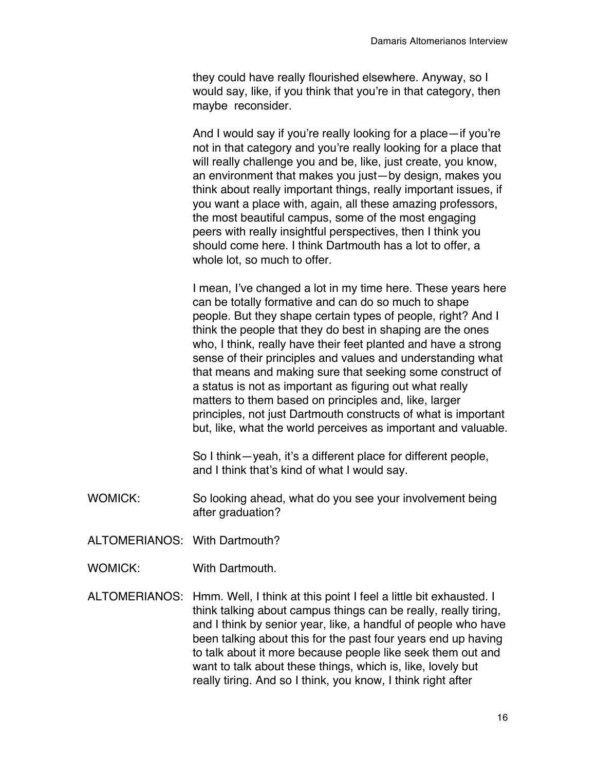they could have really flourished elsewhere. Anyway, so I would say, like, if you think that you're in that category, then maybe reconsider.

And I would say if you're really looking for a place—if you're not in that category and you're really looking for a place that will really challenge you and be, like, just create, you know, an environment that makes you just—by design, makes you think about really important things, really important issues, if you want a place with, again, all these amazing professors, the most beautiful campus, some of the most engaging peers with really insightful perspectives, then I think you should come here. I think Dartmouth has a lot to offer, a whole lot, so much to offer.

I mean, I've changed a lot in my time here. These years here can be totally formative and can do so much to shape people. But they shape certain types of people, right? And I think the people that they do best in shaping are the ones who, I think, really have their feet planted and have a strong sense of their principles and values and understanding what that means and making sure that seeking some construct of a status is not as important as figuring out what really matters to them based on principles and, like, larger principles, not just Dartmouth constructs of what is important but, like, what the world perceives as important and valuable.

So I think—yeah, it's a different place for different people, and I think that's kind of what I would say.

WOMICK: So looking ahead, what do you see your involvement being after graduation?

ALTOMERIANOS: With Dartmouth?

WOMICK: With Dartmouth.

ALTOMERIANOS: Hmm. Well, I think at this point I feel a little bit exhausted. I think talking about campus things can be really, really tiring, and I think by senior year, like, a handful of people who have been talking about this for the past four years end up having to talk about it more because people like seek them out and want to talk about these things, which is, like, lovely but really tiring. And so I think, you know, I think right after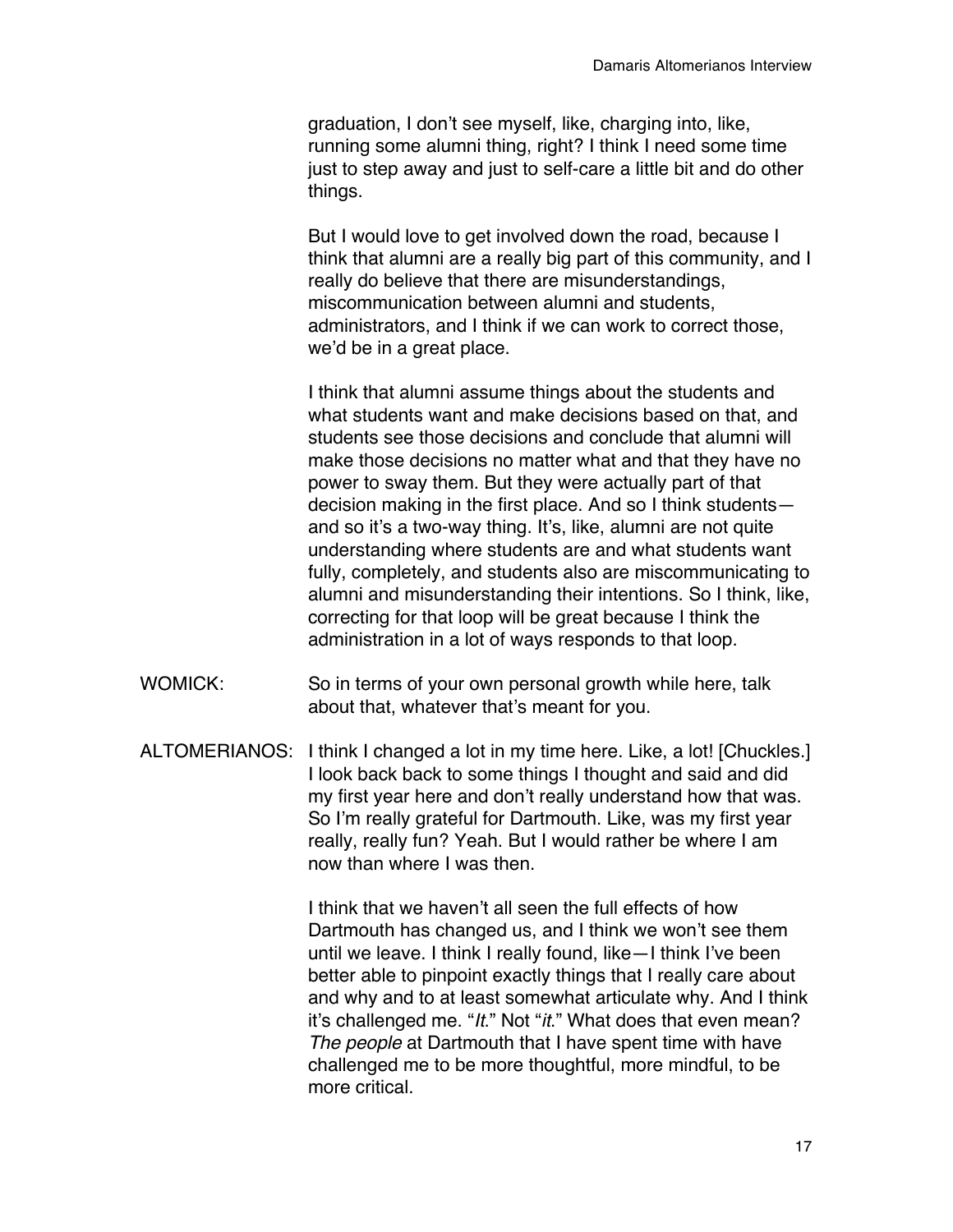graduation, I don't see myself, like, charging into, like, running some alumni thing, right? I think I need some time just to step away and just to self-care a little bit and do other things.

But I would love to get involved down the road, because I think that alumni are a really big part of this community, and I really do believe that there are misunderstandings, miscommunication between alumni and students, administrators, and I think if we can work to correct those, we'd be in a great place.

I think that alumni assume things about the students and what students want and make decisions based on that, and students see those decisions and conclude that alumni will make those decisions no matter what and that they have no power to sway them. But they were actually part of that decision making in the first place. And so I think students—and so it's a two-way thing. It's, like, alumni are not quite understanding where students are and what students want fully, completely, and students also are miscommunicating to alumni and misunderstanding their intentions. So I think, like, correcting for that loop will be great because I think the administration in a lot of ways responds to that loop.

WOMICK: So in terms of your own personal growth while here, talk about that, whatever that's meant for you.

ALTOMERIANOS: I think I changed a lot in my time here. Like, a lot! [Chuckles.] I look back back to some things I thought and said and did my first year here and don't really understand how that was. So I'm really grateful for Dartmouth. Like, was my first year really, really fun? Yeah. But I would rather be where I am now than where I was then.

I think that we haven't all seen the full effects of how Dartmouth has changed us, and I think we won't see them until we leave. I think I really found, like—I think I've been better able to pinpoint exactly things that I really care about and why and to at least somewhat articulate why. And I think it's challenged me. "*It*." Not "*it*." What does that even mean? *The people* at Dartmouth that I have spent time with have challenged me to be more thoughtful, more mindful, to be more critical.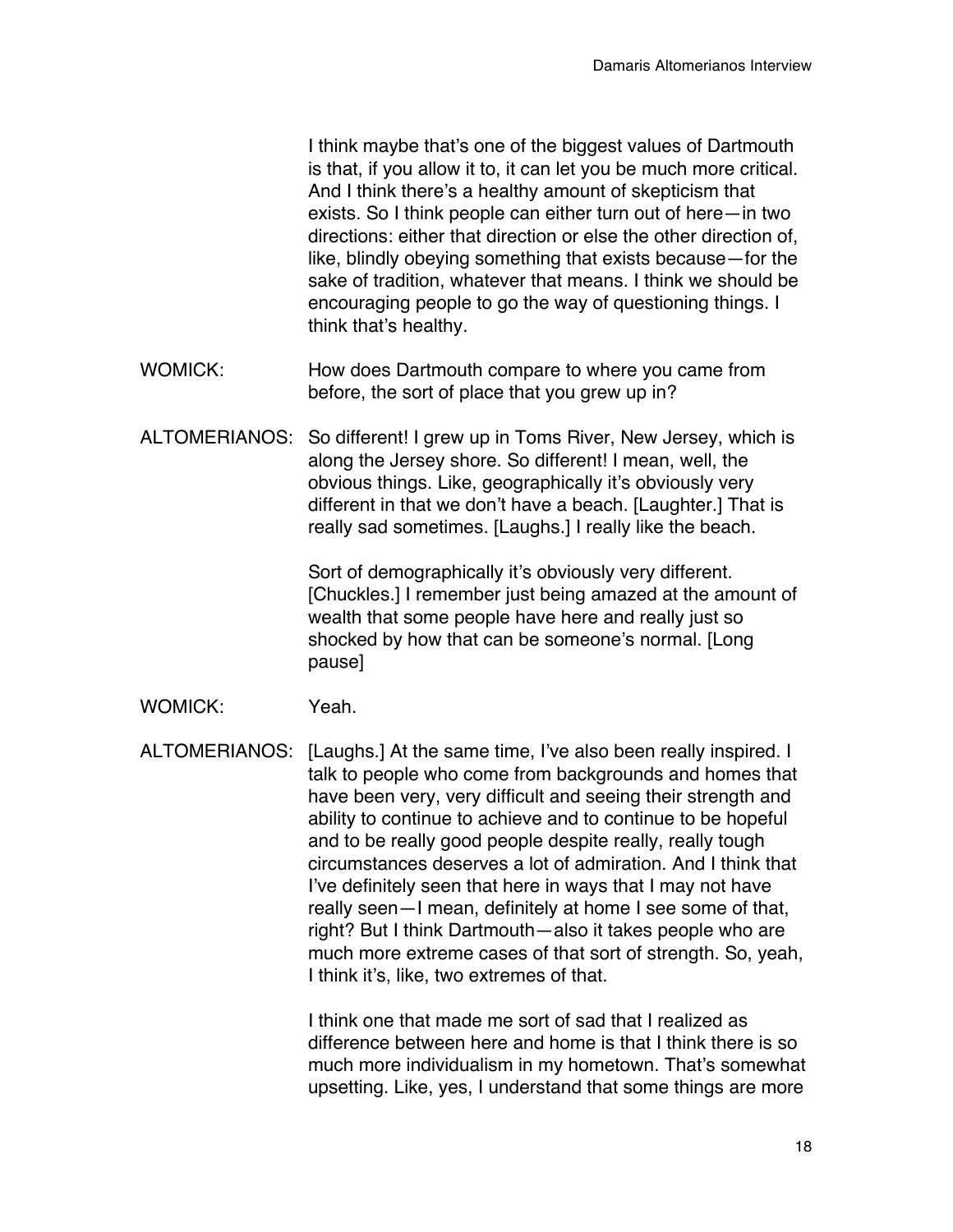I think maybe that's one of the biggest values of Dartmouth is that, if you allow it to, it can let you be much more critical. And I think there's a healthy amount of skepticism that exists. So I think people can either turn out of here—in two directions: either that direction or else the other direction of, like, blindly obeying something that exists because—for the sake of tradition, whatever that means. I think we should be encouraging people to go the way of questioning things. I think that's healthy.

WOMICK: How does Dartmouth compare to where you came from before, the sort of place that you grew up in?

ALTOMERIANOS: So different! I grew up in Toms River, New Jersey, which is along the Jersey shore. So different! I mean, well, the obvious things. Like, geographically it's obviously very different in that we don't have a beach. [Laughter.] That is really sad sometimes. [Laughs.] I really like the beach.

Sort of demographically it's obviously very different. [Chuckles.] I remember just being amazed at the amount of wealth that some people have here and really just so shocked by how that can be someone's normal. [Long pause]

WOMICK: Yeah.

ALTOMERIANOS: [Laughs.] At the same time, I've also been really inspired. I talk to people who come from backgrounds and homes that have been very, very difficult and seeing their strength and ability to continue to achieve and to continue to be hopeful and to be really good people despite really, really tough circumstances deserves a lot of admiration. And I think that I've definitely seen that here in ways that I may not have really seen—I mean, definitely at home I see some of that, right? But I think Dartmouth—also it takes people who are much more extreme cases of that sort of strength. So, yeah, I think it's, like, two extremes of that.

I think one that made me sort of sad that I realized as difference between here and home is that I think there is so much more individualism in my hometown. That's somewhat upsetting. Like, yes, I understand that some things are more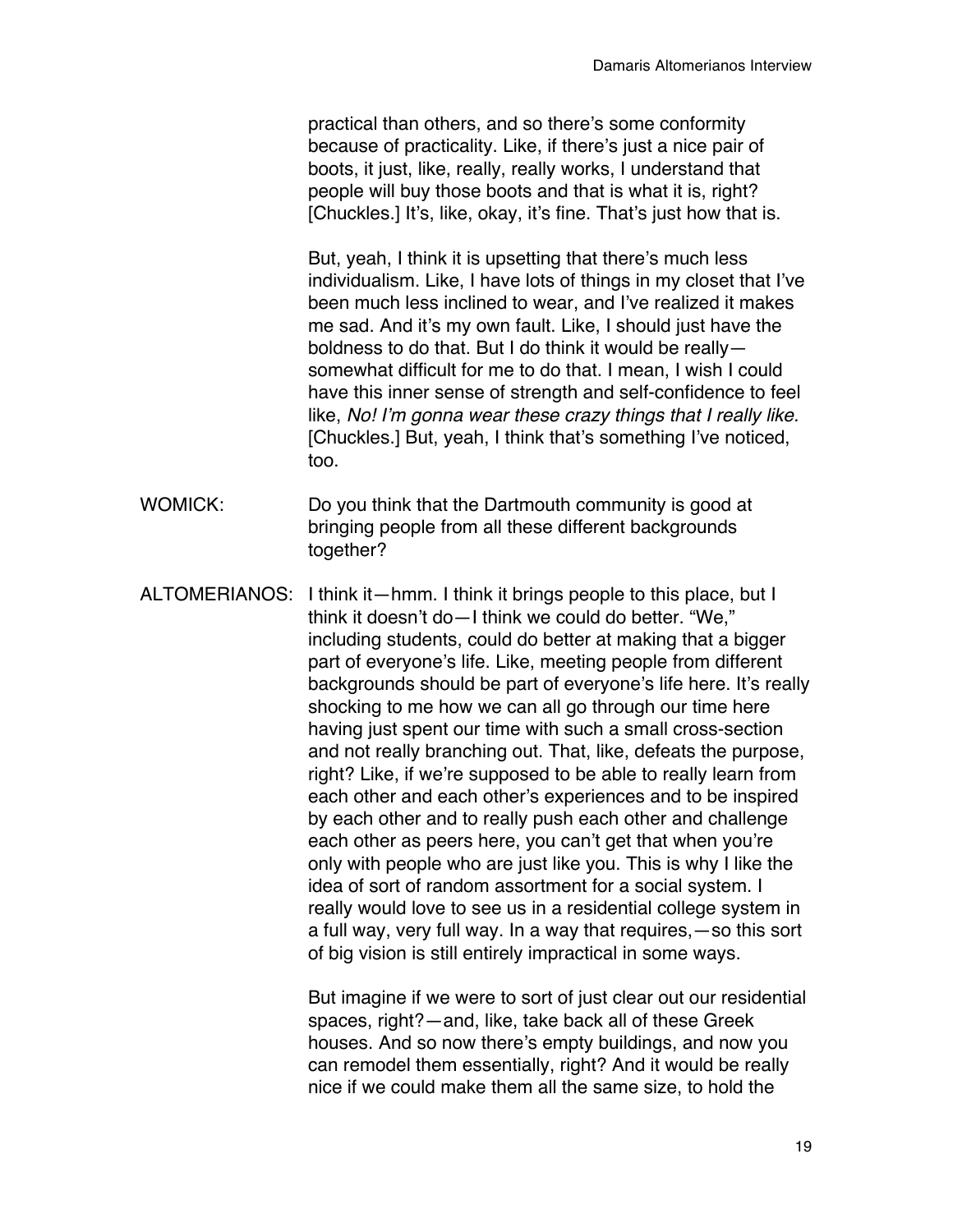practical than others, and so there's some conformity because of practicality. Like, if there's just a nice pair of boots, it just, like, really, really works, I understand that people will buy those boots and that is what it is, right? [Chuckles.] It's, like, okay, it's fine. That's just how that is.

But, yeah, I think it is upsetting that there's much less individualism. Like, I have lots of things in my closet that I've been much less inclined to wear, and I've realized it makes me sad. And it's my own fault. Like, I should just have the boldness to do that. But I do think it would be really—somewhat difficult for me to do that. I mean, I wish I could have this inner sense of strength and self-confidence to feel like, *No! I'm gonna wear these crazy things that I really like.* [Chuckles.] But, yeah, I think that's something I've noticed, too.

WOMICK: Do you think that the Dartmouth community is good at bringing people from all these different backgrounds together?

ALTOMERIANOS: I think it—hmm. I think it brings people to this place, but I think it doesn't do—I think we could do better. "We," including students, could do better at making that a bigger part of everyone's life. Like, meeting people from different backgrounds should be part of everyone's life here. It's really shocking to me how we can all go through our time here having just spent our time with such a small cross-section and not really branching out. That, like, defeats the purpose, right? Like, if we're supposed to be able to really learn from each other and each other's experiences and to be inspired by each other and to really push each other and challenge each other as peers here, you can't get that when you're only with people who are just like you. This is why I like the idea of sort of random assortment for a social system. I really would love to see us in a residential college system in a full way, very full way. In a way that requires,—so this sort of big vision is still entirely impractical in some ways.

But imagine if we were to sort of just clear out our residential spaces, right?—and, like, take back all of these Greek houses. And so now there's empty buildings, and now you can remodel them essentially, right? And it would be really nice if we could make them all the same size, to hold the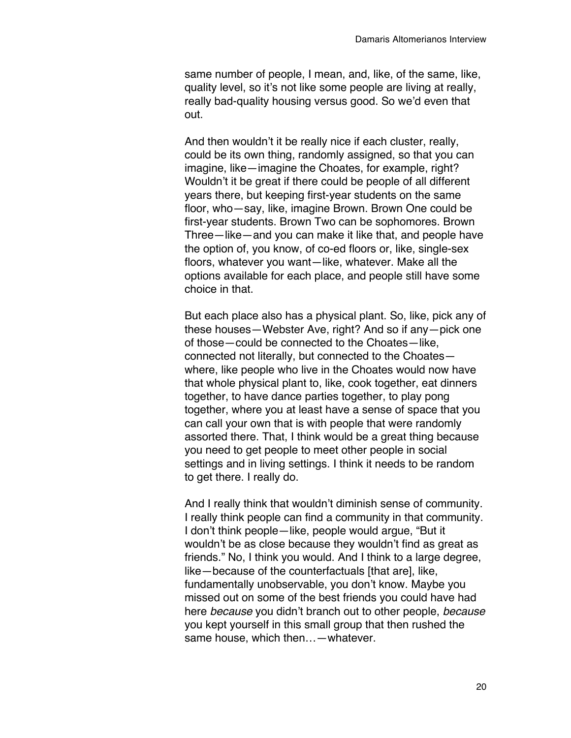same number of people, I mean, and, like, of the same, like, quality level, so it's not like some people are living at really, really bad-quality housing versus good. So we'd even that out.

And then wouldn't it be really nice if each cluster, really, could be its own thing, randomly assigned, so that you can imagine, like—imagine the Choates, for example, right? Wouldn't it be great if there could be people of all different years there, but keeping first-year students on the same floor, who—say, like, imagine Brown. Brown One could be first-year students. Brown Two can be sophomores. Brown Three—like—and you can make it like that, and people have the option of, you know, of co-ed floors or, like, single-sex floors, whatever you want—like, whatever. Make all the options available for each place, and people still have some choice in that.

But each place also has a physical plant. So, like, pick any of these houses—Webster Ave, right? And so if any—pick one of those—could be connected to the Choates—like, connected not literally, but connected to the Choates—where, like people who live in the Choates would now have that whole physical plant to, like, cook together, eat dinners together, to have dance parties together, to play pong together, where you at least have a sense of space that you can call your own that is with people that were randomly assorted there. That, I think would be a great thing because you need to get people to meet other people in social settings and in living settings. I think it needs to be random to get there. I really do.

And I really think that wouldn't diminish sense of community. I really think people can find a community in that community. I don't think people—like, people would argue, "But it wouldn't be as close because they wouldn't find as great as friends." No, I think you would. And I think to a large degree, like—because of the counterfactuals [that are], like, fundamentally unobservable, you don't know. Maybe you missed out on some of the best friends you could have had here *because* you didn't branch out to other people, *because* you kept yourself in this small group that then rushed the same house, which then…—whatever.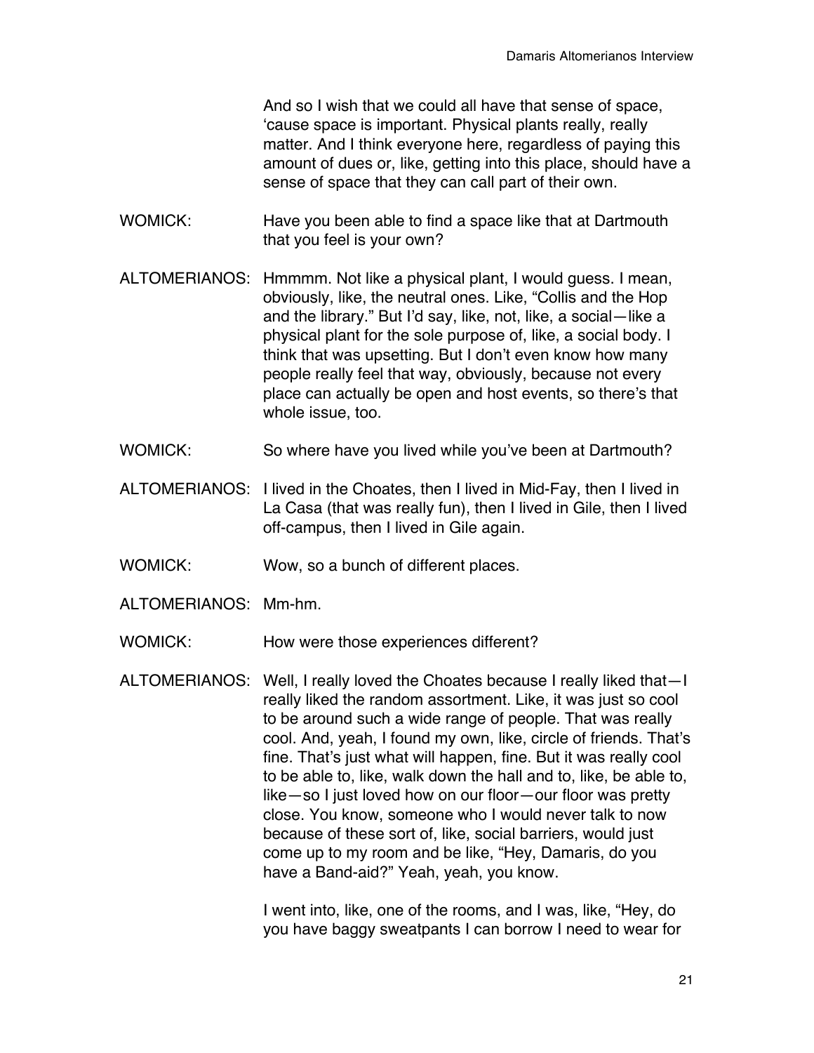And so I wish that we could all have that sense of space, 'cause space is important. Physical plants really, really matter. And I think everyone here, regardless of paying this amount of dues or, like, getting into this place, should have a sense of space that they can call part of their own.

WOMICK: Have you been able to find a space like that at Dartmouth that you feel is your own?

ALTOMERIANOS: Hmmmm. Not like a physical plant, I would guess. I mean, obviously, like, the neutral ones. Like, "Collis and the Hop and the library." But I'd say, like, not, like, a social—like a physical plant for the sole purpose of, like, a social body. I think that was upsetting. But I don't even know how many people really feel that way, obviously, because not every place can actually be open and host events, so there's that whole issue, too.

WOMICK: So where have you lived while you've been at Dartmouth?

ALTOMERIANOS: I lived in the Choates, then I lived in Mid-Fay, then I lived in La Casa (that was really fun), then I lived in Gile, then I lived off-campus, then I lived in Gile again.

WOMICK: Wow, so a bunch of different places.

ALTOMERIANOS: Mm-hm.

WOMICK: How were those experiences different?

ALTOMERIANOS: Well, I really loved the Choates because I really liked that—I really liked the random assortment. Like, it was just so cool to be around such a wide range of people. That was really cool. And, yeah, I found my own, like, circle of friends. That's fine. That's just what will happen, fine. But it was really cool to be able to, like, walk down the hall and to, like, be able to, like—so I just loved how on our floor—our floor was pretty close. You know, someone who I would never talk to now because of these sort of, like, social barriers, would just come up to my room and be like, "Hey, Damaris, do you have a Band-aid?" Yeah, yeah, you know.

I went into, like, one of the rooms, and I was, like, "Hey, do you have baggy sweatpants I can borrow I need to wear for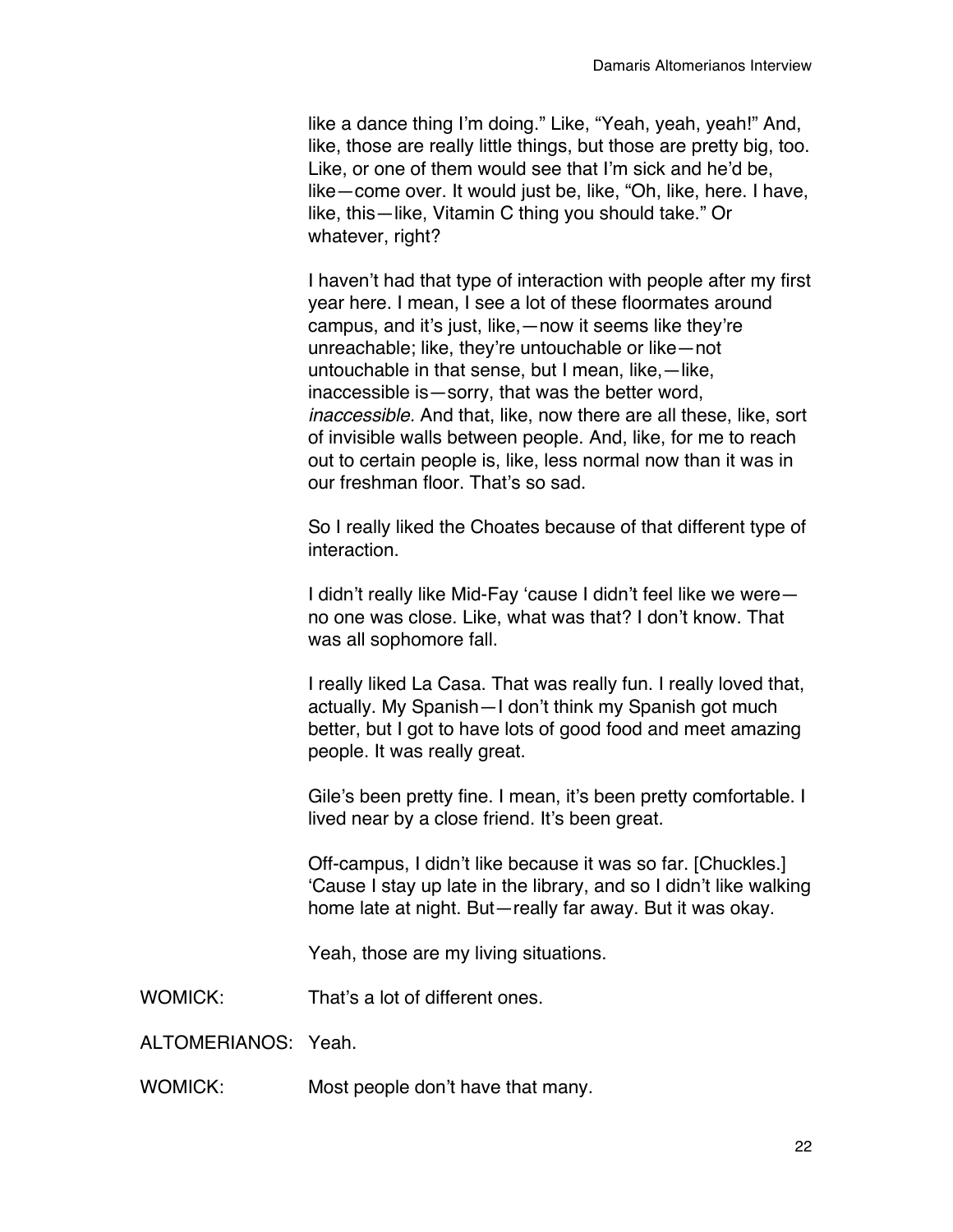like a dance thing I'm doing." Like, "Yeah, yeah, yeah!" And, like, those are really little things, but those are pretty big, too. Like, or one of them would see that I'm sick and he'd be, like—come over. It would just be, like, "Oh, like, here. I have, like, this—like, Vitamin C thing you should take." Or whatever, right?

I haven't had that type of interaction with people after my first year here. I mean, I see a lot of these floormates around campus, and it's just, like,—now it seems like they're unreachable; like, they're untouchable or like—not untouchable in that sense, but I mean, like,—like, inaccessible is—sorry, that was the better word, *inaccessible.* And that, like, now there are all these, like, sort of invisible walls between people. And, like, for me to reach out to certain people is, like, less normal now than it was in our freshman floor. That's so sad.

So I really liked the Choates because of that different type of interaction.

I didn't really like Mid-Fay 'cause I didn't feel like we were—no one was close. Like, what was that? I don't know. That was all sophomore fall.

I really liked La Casa. That was really fun. I really loved that, actually. My Spanish—I don't think my Spanish got much better, but I got to have lots of good food and meet amazing people. It was really great.

Gile's been pretty fine. I mean, it's been pretty comfortable. I lived near by a close friend. It's been great.

Off-campus, I didn't like because it was so far. [Chuckles.] 'Cause I stay up late in the library, and so I didn't like walking home late at night. But—really far away. But it was okay.

Yeah, those are my living situations.

WOMICK: That's a lot of different ones.

ALTOMERIANOS: Yeah.

WOMICK: Most people don't have that many.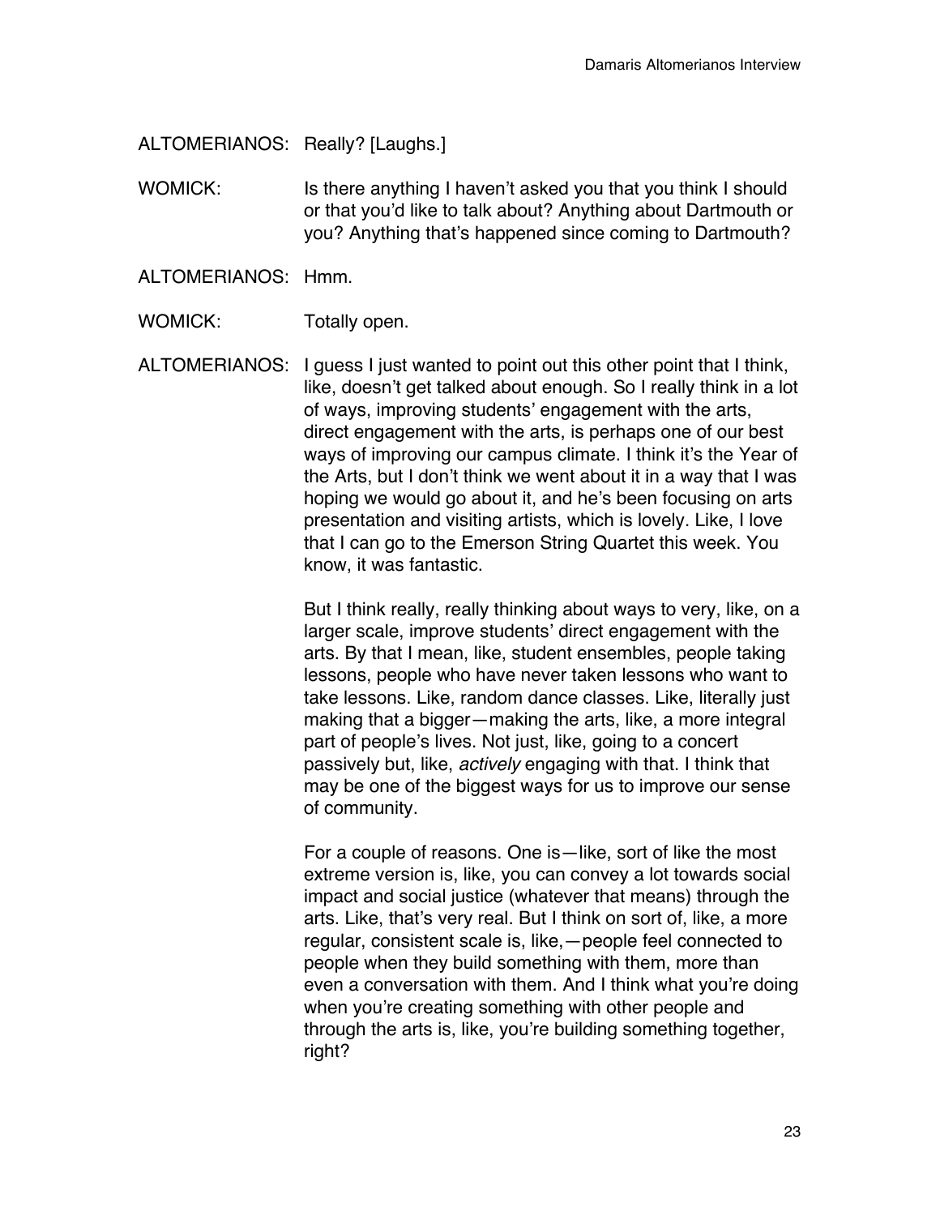ALTOMERIANOS: Really? [Laughs.]

WOMICK: Is there anything I haven't asked you that you think I should or that you'd like to talk about? Anything about Dartmouth or you? Anything that's happened since coming to Dartmouth?

ALTOMERIANOS: Hmm.

WOMICK: Totally open.

ALTOMERIANOS: I guess I just wanted to point out this other point that I think, like, doesn't get talked about enough. So I really think in a lot of ways, improving students' engagement with the arts, direct engagement with the arts, is perhaps one of our best ways of improving our campus climate. I think it's the Year of the Arts, but I don't think we went about it in a way that I was hoping we would go about it, and he's been focusing on arts presentation and visiting artists, which is lovely. Like, I love that I can go to the Emerson String Quartet this week. You know, it was fantastic.

But I think really, really thinking about ways to very, like, on a larger scale, improve students' direct engagement with the arts. By that I mean, like, student ensembles, people taking lessons, people who have never taken lessons who want to take lessons. Like, random dance classes. Like, literally just making that a bigger—making the arts, like, a more integral part of people's lives. Not just, like, going to a concert passively but, like, *actively* engaging with that. I think that may be one of the biggest ways for us to improve our sense of community.

For a couple of reasons. One is—like, sort of like the most extreme version is, like, you can convey a lot towards social impact and social justice (whatever that means) through the arts. Like, that's very real. But I think on sort of, like, a more regular, consistent scale is, like,—people feel connected to people when they build something with them, more than even a conversation with them. And I think what you're doing when you're creating something with other people and through the arts is, like, you're building something together, right?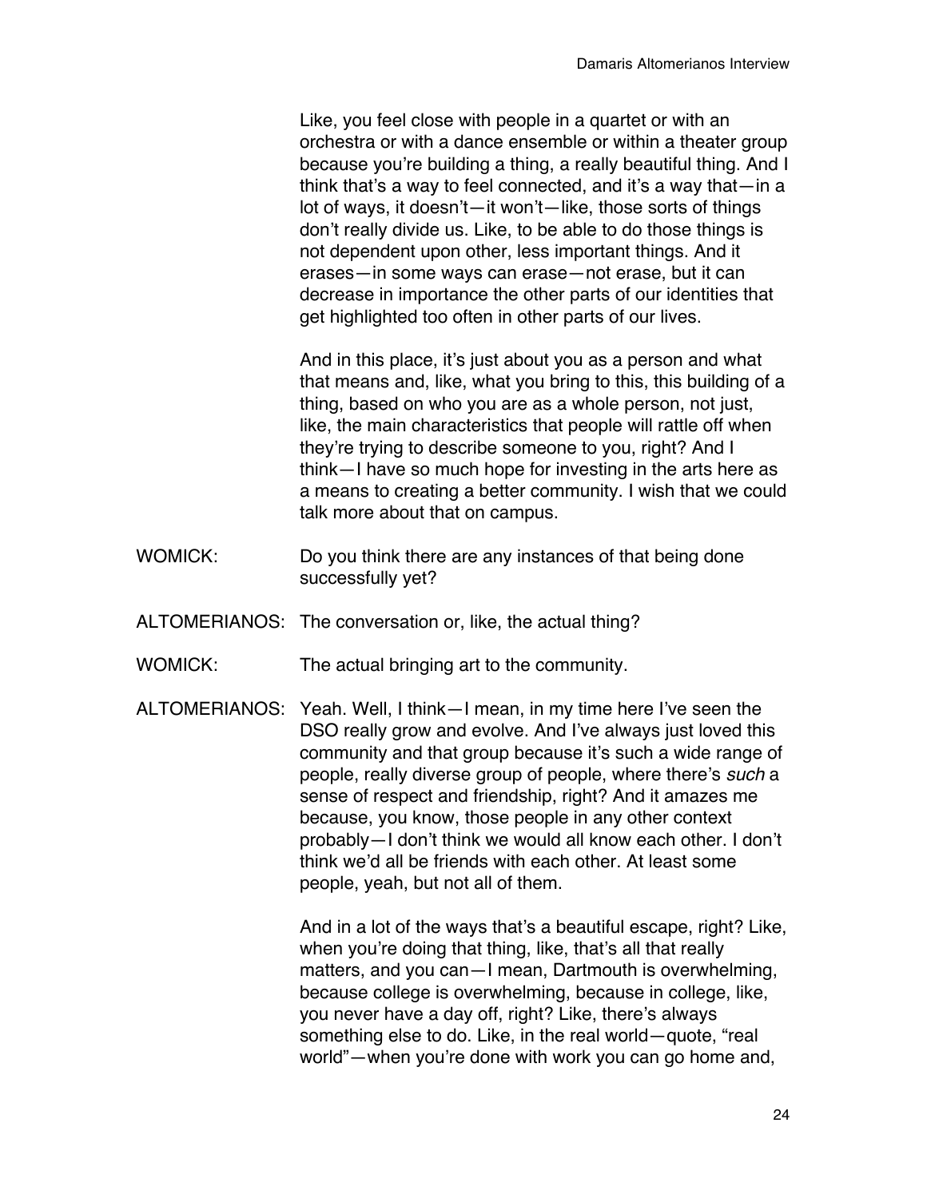Like, you feel close with people in a quartet or with an orchestra or with a dance ensemble or within a theater group because you're building a thing, a really beautiful thing. And I think that's a way to feel connected, and it's a way that—in a lot of ways, it doesn't—it won't—like, those sorts of things don't really divide us. Like, to be able to do those things is not dependent upon other, less important things. And it erases—in some ways can erase—not erase, but it can decrease in importance the other parts of our identities that get highlighted too often in other parts of our lives.

And in this place, it's just about you as a person and what that means and, like, what you bring to this, this building of a thing, based on who you are as a whole person, not just, like, the main characteristics that people will rattle off when they're trying to describe someone to you, right? And I think—I have so much hope for investing in the arts here as a means to creating a better community. I wish that we could talk more about that on campus.

WOMICK: Do you think there are any instances of that being done successfully yet?

ALTOMERIANOS: The conversation or, like, the actual thing?

WOMICK: The actual bringing art to the community.

ALTOMERIANOS: Yeah. Well, I think—I mean, in my time here I've seen the DSO really grow and evolve. And I've always just loved this community and that group because it's such a wide range of people, really diverse group of people, where there's *such* a sense of respect and friendship, right? And it amazes me because, you know, those people in any other context probably—I don't think we would all know each other. I don't think we'd all be friends with each other. At least some people, yeah, but not all of them.

And in a lot of the ways that's a beautiful escape, right? Like, when you're doing that thing, like, that's all that really matters, and you can—I mean, Dartmouth is overwhelming, because college is overwhelming, because in college, like, you never have a day off, right? Like, there's always something else to do. Like, in the real world—quote, "real world"—when you're done with work you can go home and,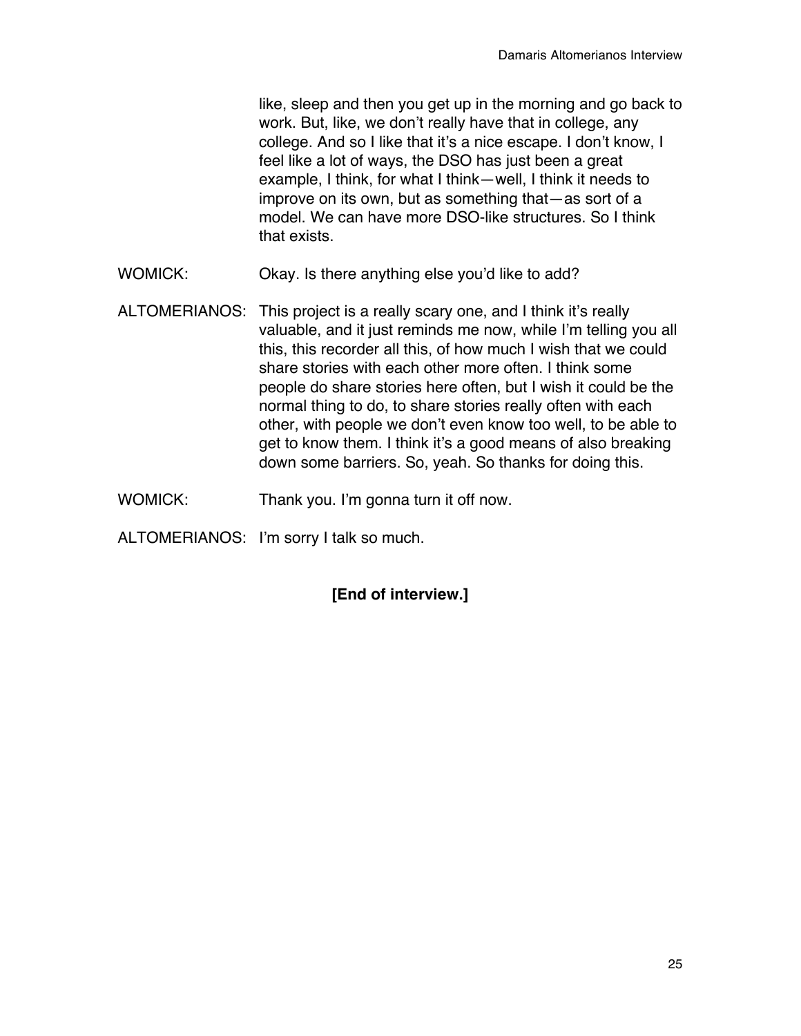like, sleep and then you get up in the morning and go back to work. But, like, we don't really have that in college, any college. And so I like that it's a nice escape. I don't know, I feel like a lot of ways, the DSO has just been a great example, I think, for what I think—well, I think it needs to improve on its own, but as something that—as sort of a model. We can have more DSO-like structures. So I think that exists.

WOMICK: Okay. Is there anything else you'd like to add?

ALTOMERIANOS: This project is a really scary one, and I think it's really valuable, and it just reminds me now, while I'm telling you all this, this recorder all this, of how much I wish that we could share stories with each other more often. I think some people do share stories here often, but I wish it could be the normal thing to do, to share stories really often with each other, with people we don't even know too well, to be able to get to know them. I think it's a good means of also breaking down some barriers. So, yeah. So thanks for doing this.

WOMICK: Thank you. I'm gonna turn it off now.

ALTOMERIANOS: I'm sorry I talk so much.

**[End of interview.]**